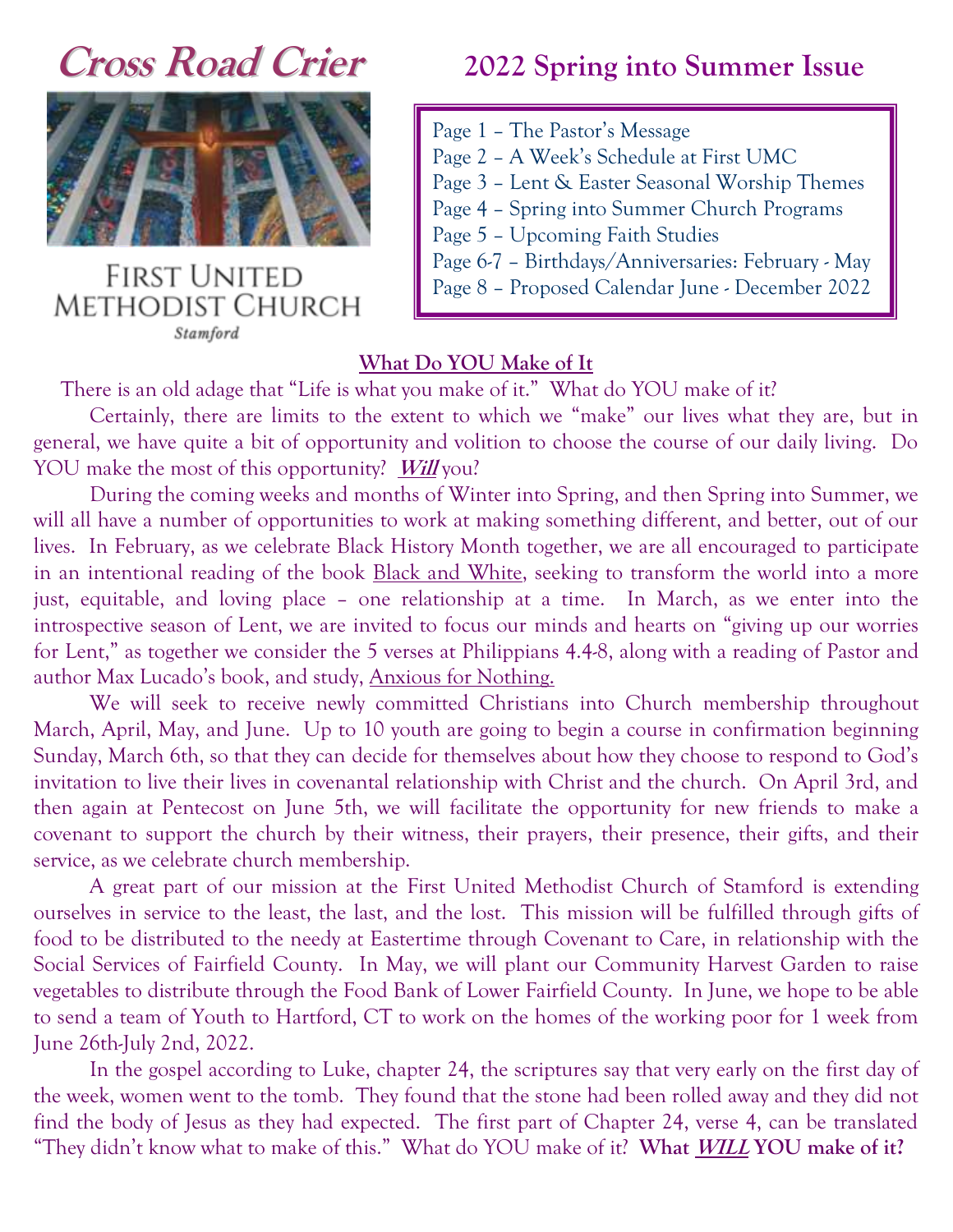# Cross Road Crier

FIRST UNITED METHODIST CHURCH

*Stamford*

## 2022 Spring into Summer Issue

Page 1 – The Pastor's Message
Page 2 – A Week's Schedule at First UMC
Page 3 – Lent & Easter Seasonal Worship Themes
Page 4 – Spring into Summer Church Programs
Page 5 – Upcoming Faith Studies
Page 6-7 – Birthdays/Anniversaries: February - May
Page 8 – Proposed Calendar June - December 2022

### What Do YOU Make of It

There is an old adage that "Life is what you make of it." What do YOU make of it?

Certainly, there are limits to the extent to which we "make" our lives what they are, but in general, we have quite a bit of opportunity and volition to choose the course of our daily living. Do YOU make the most of this opportunity? ***Will*** you?

During the coming weeks and months of Winter into Spring, and then Spring into Summer, we will all have a number of opportunities to work at making something different, and better, out of our lives. In February, as we celebrate Black History Month together, we are all encouraged to participate in an intentional reading of the book Black and White, seeking to transform the world into a more just, equitable, and loving place – one relationship at a time. In March, as we enter into the introspective season of Lent, we are invited to focus our minds and hearts on "giving up our worries for Lent," as together we consider the 5 verses at Philippians 4.4-8, along with a reading of Pastor and author Max Lucado's book, and study, Anxious for Nothing.

We will seek to receive newly committed Christians into Church membership throughout March, April, May, and June. Up to 10 youth are going to begin a course in confirmation beginning Sunday, March 6th, so that they can decide for themselves about how they choose to respond to God's invitation to live their lives in covenantal relationship with Christ and the church. On April 3rd, and then again at Pentecost on June 5th, we will facilitate the opportunity for new friends to make a covenant to support the church by their witness, their prayers, their presence, their gifts, and their service, as we celebrate church membership.

A great part of our mission at the First United Methodist Church of Stamford is extending ourselves in service to the least, the last, and the lost. This mission will be fulfilled through gifts of food to be distributed to the needy at Eastertime through Covenant to Care, in relationship with the Social Services of Fairfield County. In May, we will plant our Community Harvest Garden to raise vegetables to distribute through the Food Bank of Lower Fairfield County. In June, we hope to be able to send a team of Youth to Hartford, CT to work on the homes of the working poor for 1 week from June 26th-July 2nd, 2022.

In the gospel according to Luke, chapter 24, the scriptures say that very early on the first day of the week, women went to the tomb. They found that the stone had been rolled away and they did not find the body of Jesus as they had expected. The first part of Chapter 24, verse 4, can be translated "They didn't know what to make of this." What do YOU make of it? **What *WILL* YOU make of it?**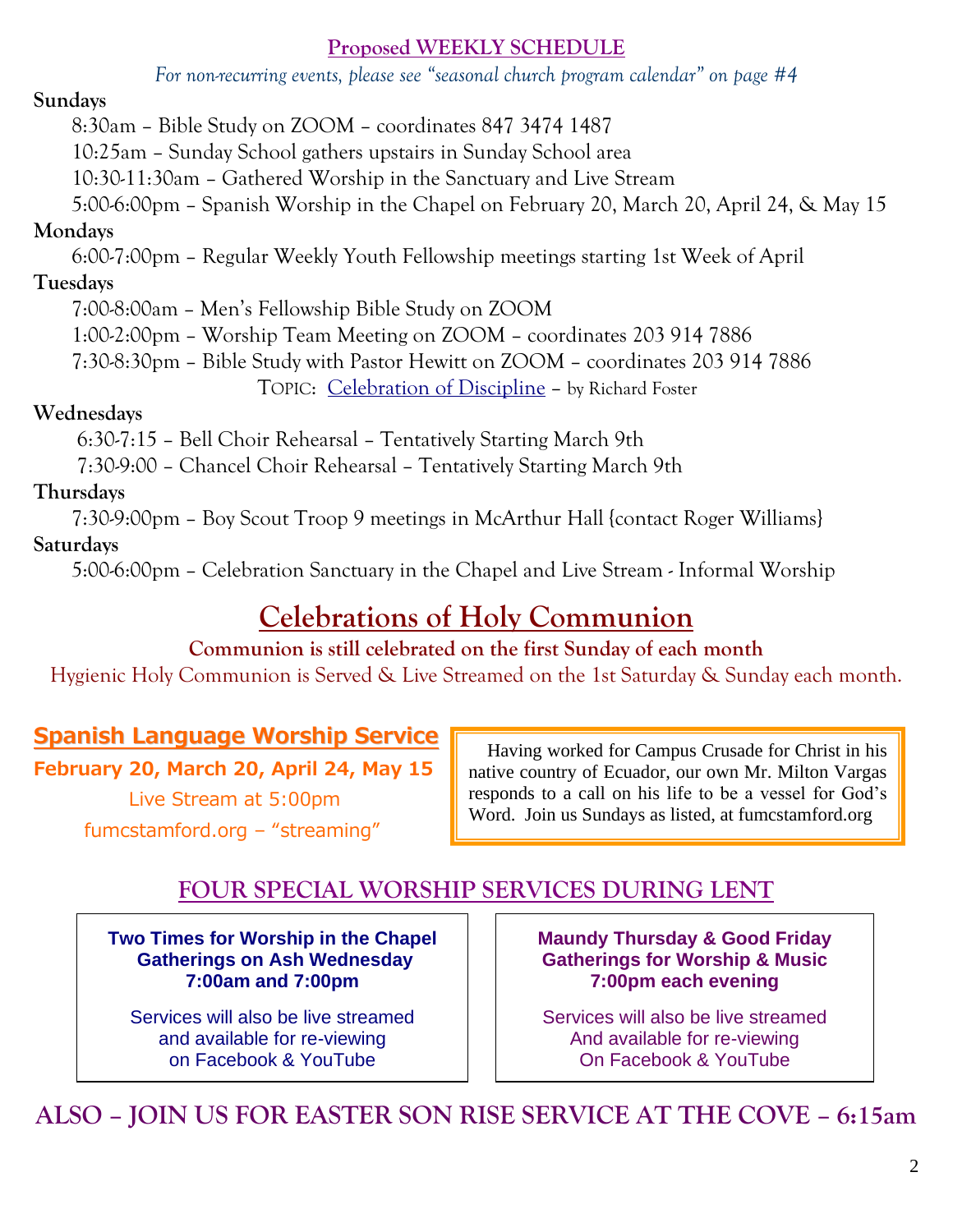## Proposed WEEKLY SCHEDULE

*For non-recurring events, please see "seasonal church program calendar" on page #4*

**Sundays**

8:30am – Bible Study on ZOOM – coordinates 847 3474 1487

10:25am – Sunday School gathers upstairs in Sunday School area

10:30-11:30am – Gathered Worship in the Sanctuary and Live Stream

5:00-6:00pm – Spanish Worship in the Chapel on February 20, March 20, April 24, & May 15

**Mondays**

6:00-7:00pm – Regular Weekly Youth Fellowship meetings starting 1st Week of April

**Tuesdays**

7:00-8:00am – Men's Fellowship Bible Study on ZOOM

1:00-2:00pm – Worship Team Meeting on ZOOM – coordinates 203 914 7886

7:30-8:30pm – Bible Study with Pastor Hewitt on ZOOM – coordinates 203 914 7886

TOPIC: Celebration of Discipline – by Richard Foster

**Wednesdays**

6:30-7:15 – Bell Choir Rehearsal – Tentatively Starting March 9th

7:30-9:00 – Chancel Choir Rehearsal – Tentatively Starting March 9th

**Thursdays**

7:30-9:00pm – Boy Scout Troop 9 meetings in McArthur Hall {contact Roger Williams}

**Saturdays**

5:00-6:00pm – Celebration Sanctuary in the Chapel and Live Stream - Informal Worship

# Celebrations of Holy Communion

**Communion is still celebrated on the first Sunday of each month**

Hygienic Holy Communion is Served & Live Streamed on the 1st Saturday & Sunday each month.

## Spanish Language Worship Service

**February 20, March 20, April 24, May 15**

Live Stream at 5:00pm

fumcstamford.org – "streaming"

Having worked for Campus Crusade for Christ in his native country of Ecuador, our own Mr. Milton Vargas responds to a call on his life to be a vessel for God's Word. Join us Sundays as listed, at fumcstamford.org

## FOUR SPECIAL WORSHIP SERVICES DURING LENT

**Two Times for Worship in the Chapel Gatherings on Ash Wednesday 7:00am and 7:00pm**

Services will also be live streamed and available for re-viewing on Facebook & YouTube

**Maundy Thursday & Good Friday Gatherings for Worship & Music 7:00pm each evening**

Services will also be live streamed And available for re-viewing On Facebook & YouTube

## ALSO – JOIN US FOR EASTER SON RISE SERVICE AT THE COVE – 6:15am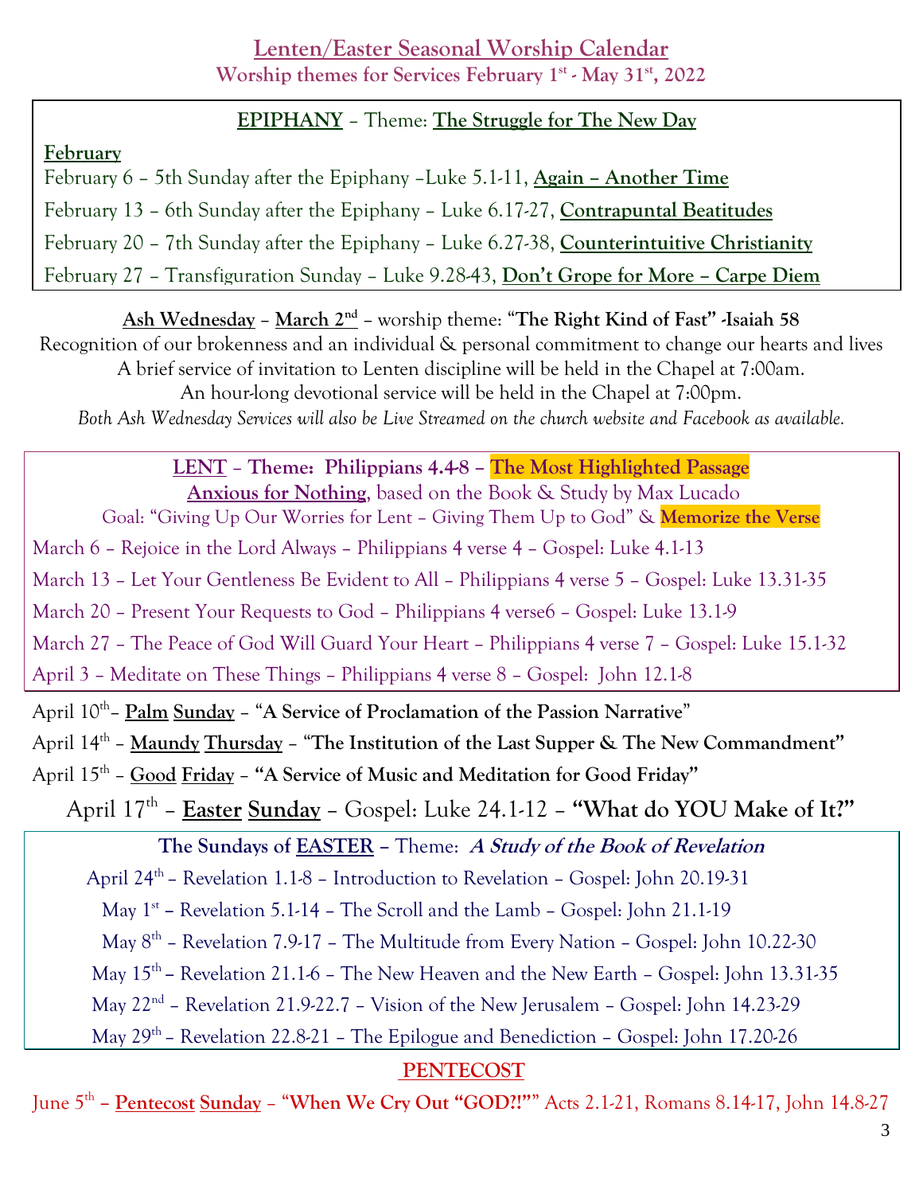# Lenten/Easter Seasonal Worship Calendar

**Worship themes for Services February 1st - May 31st, 2022**

## EPIPHANY – Theme: The Struggle for The New Day

**February**

February 6 – 5th Sunday after the Epiphany –Luke 5.1-11, **Again – Another Time**

February 13 – 6th Sunday after the Epiphany – Luke 6.17-27, **Contrapuntal Beatitudes**

February 20 – 7th Sunday after the Epiphany – Luke 6.27-38, **Counterintuitive Christianity**

February 27 – Transfiguration Sunday – Luke 9.28-43, **Don't Grope for More – Carpe Diem**

**Ash Wednesday** – **March 2nd** – worship theme: **"The Right Kind of Fast" -Isaiah 58**

Recognition of our brokenness and an individual & personal commitment to change our hearts and lives

A brief service of invitation to Lenten discipline will be held in the Chapel at 7:00am.

An hour-long devotional service will be held in the Chapel at 7:00pm.

*Both Ash Wednesday Services will also be Live Streamed on the church website and Facebook as available.*

## LENT – Theme: Philippians 4.4-8 – The Most Highlighted Passage

**Anxious for Nothing**, based on the Book & Study by Max Lucado

Goal: "Giving Up Our Worries for Lent – Giving Them Up to God" & **Memorize the Verse**

March 6 – Rejoice in the Lord Always – Philippians 4 verse 4 – Gospel: Luke 4.1-13

March 13 – Let Your Gentleness Be Evident to All – Philippians 4 verse 5 – Gospel: Luke 13.31-35

March 20 – Present Your Requests to God – Philippians 4 verse6 – Gospel: Luke 13.1-9

March 27 – The Peace of God Will Guard Your Heart – Philippians 4 verse 7 – Gospel: Luke 15.1-32

April 3 – Meditate on These Things – Philippians 4 verse 8 – Gospel: John 12.1-8

April 10th– **Palm Sunday** – **"A Service of Proclamation of the Passion Narrative"**

April 14th – **Maundy Thursday** – **"The Institution of the Last Supper & The New Commandment"**

April 15th – **Good Friday** – **"A Service of Music and Meditation for Good Friday"**

April 17th – **Easter Sunday** – Gospel: Luke 24.1-12 – **"What do YOU Make of It?"**

## The Sundays of EASTER – Theme: *A Study of the Book of Revelation*

April 24th – Revelation 1.1-8 – Introduction to Revelation – Gospel: John 20.19-31

May 1st – Revelation 5.1-14 – The Scroll and the Lamb – Gospel: John 21.1-19

May 8th – Revelation 7.9-17 – The Multitude from Every Nation – Gospel: John 10.22-30

May 15th – Revelation 21.1-6 – The New Heaven and the New Earth – Gospel: John 13.31-35

May 22nd – Revelation 21.9-22.7 – Vision of the New Jerusalem – Gospel: John 14.23-29

May 29th – Revelation 22.8-21 – The Epilogue and Benediction – Gospel: John 17.20-26

## PENTECOST

June 5th – **Pentecost Sunday** – **"When We Cry Out "GOD?!""** Acts 2.1-21, Romans 8.14-17, John 14.8-27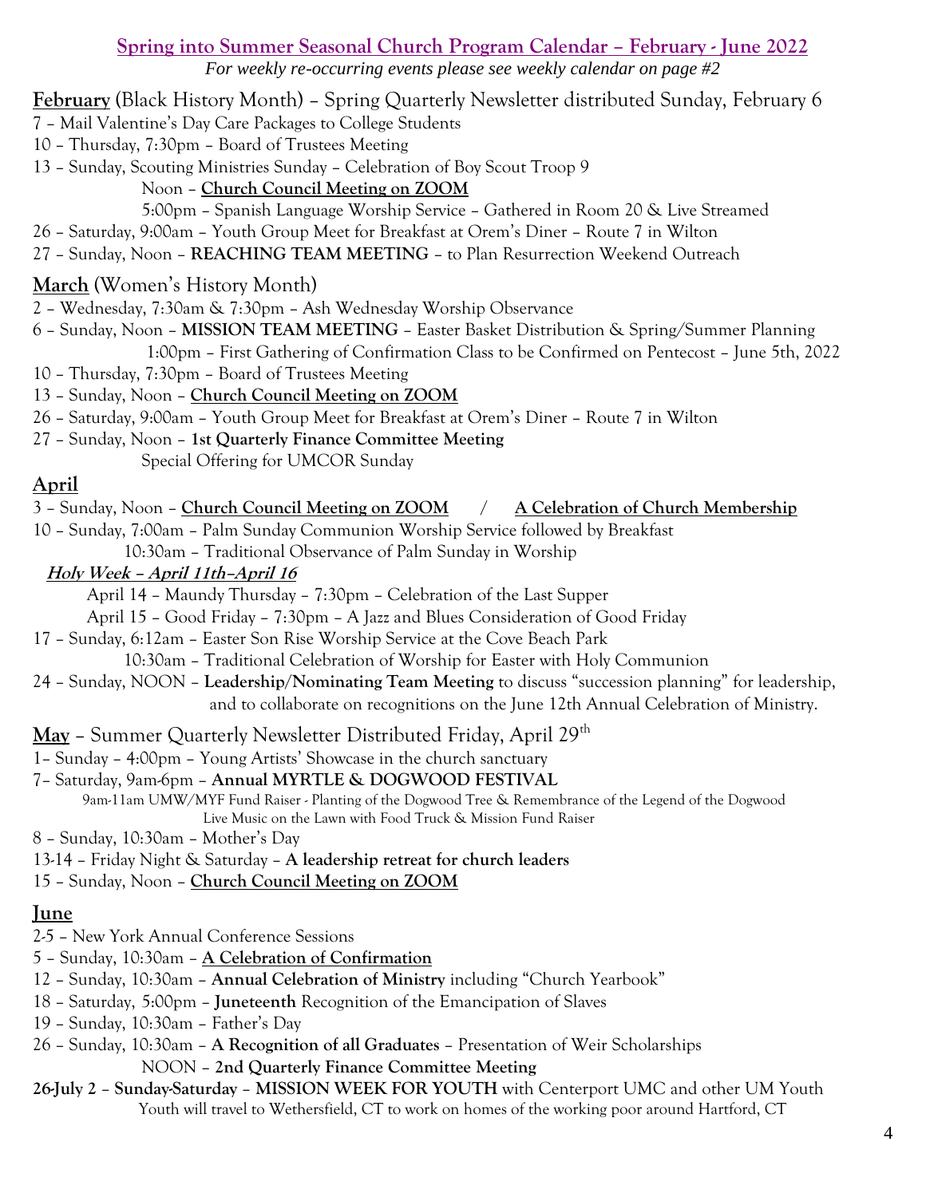## Spring into Summer Seasonal Church Program Calendar – February - June 2022

*For weekly re-occurring events please see weekly calendar on page #2*

**February** (Black History Month) – Spring Quarterly Newsletter distributed Sunday, February 6

7 – Mail Valentine's Day Care Packages to College Students
10 – Thursday, 7:30pm – Board of Trustees Meeting
13 – Sunday, Scouting Ministries Sunday – Celebration of Boy Scout Troop 9
  Noon – **Church Council Meeting on ZOOM**
  5:00pm – Spanish Language Worship Service – Gathered in Room 20 & Live Streamed
26 – Saturday, 9:00am – Youth Group Meet for Breakfast at Orem's Diner – Route 7 in Wilton
27 – Sunday, Noon – **REACHING TEAM MEETING** – to Plan Resurrection Weekend Outreach

**March** (Women's History Month)

2 – Wednesday, 7:30am & 7:30pm – Ash Wednesday Worship Observance
6 – Sunday, Noon – **MISSION TEAM MEETING** – Easter Basket Distribution & Spring/Summer Planning
  1:00pm – First Gathering of Confirmation Class to be Confirmed on Pentecost – June 5th, 2022
10 – Thursday, 7:30pm – Board of Trustees Meeting
13 – Sunday, Noon – **Church Council Meeting on ZOOM**
26 – Saturday, 9:00am – Youth Group Meet for Breakfast at Orem's Diner – Route 7 in Wilton
27 – Sunday, Noon – **1st Quarterly Finance Committee Meeting**
  Special Offering for UMCOR Sunday

**April**

3 – Sunday, Noon – **Church Council Meeting on ZOOM** / **A Celebration of Church Membership**
10 – Sunday, 7:00am – Palm Sunday Communion Worship Service followed by Breakfast
  10:30am – Traditional Observance of Palm Sunday in Worship

***Holy Week – April 11th–April 16***

  April 14 – Maundy Thursday – 7:30pm – Celebration of the Last Supper
  April 15 – Good Friday – 7:30pm – A Jazz and Blues Consideration of Good Friday

17 – Sunday, 6:12am – Easter Son Rise Worship Service at the Cove Beach Park
  10:30am – Traditional Celebration of Worship for Easter with Holy Communion
24 – Sunday, NOON – **Leadership/Nominating Team Meeting** to discuss "succession planning" for leadership, and to collaborate on recognitions on the June 12th Annual Celebration of Ministry.

**May** – Summer Quarterly Newsletter Distributed Friday, April 29th

1– Sunday – 4:00pm – Young Artists' Showcase in the church sanctuary
7– Saturday, 9am-6pm – **Annual MYRTLE & DOGWOOD FESTIVAL**
  9am-11am UMW/MYF Fund Raiser - Planting of the Dogwood Tree & Remembrance of the Legend of the Dogwood
  Live Music on the Lawn with Food Truck & Mission Fund Raiser
8 – Sunday, 10:30am – Mother's Day
13-14 – Friday Night & Saturday – **A leadership retreat for church leaders**
15 – Sunday, Noon – **Church Council Meeting on ZOOM**

**June**

2-5 – New York Annual Conference Sessions
5 – Sunday, 10:30am – **A Celebration of Confirmation**
12 – Sunday, 10:30am – **Annual Celebration of Ministry** including "Church Yearbook"
18 – Saturday, 5:00pm – **Juneteenth** Recognition of the Emancipation of Slaves
19 – Sunday, 10:30am – Father's Day
26 – Sunday, 10:30am – **A Recognition of all Graduates** – Presentation of Weir Scholarships
  NOON – **2nd Quarterly Finance Committee Meeting**

**26-July 2 – Sunday-Saturday – MISSION WEEK FOR YOUTH** with Centerport UMC and other UM Youth
  Youth will travel to Wethersfield, CT to work on homes of the working poor around Hartford, CT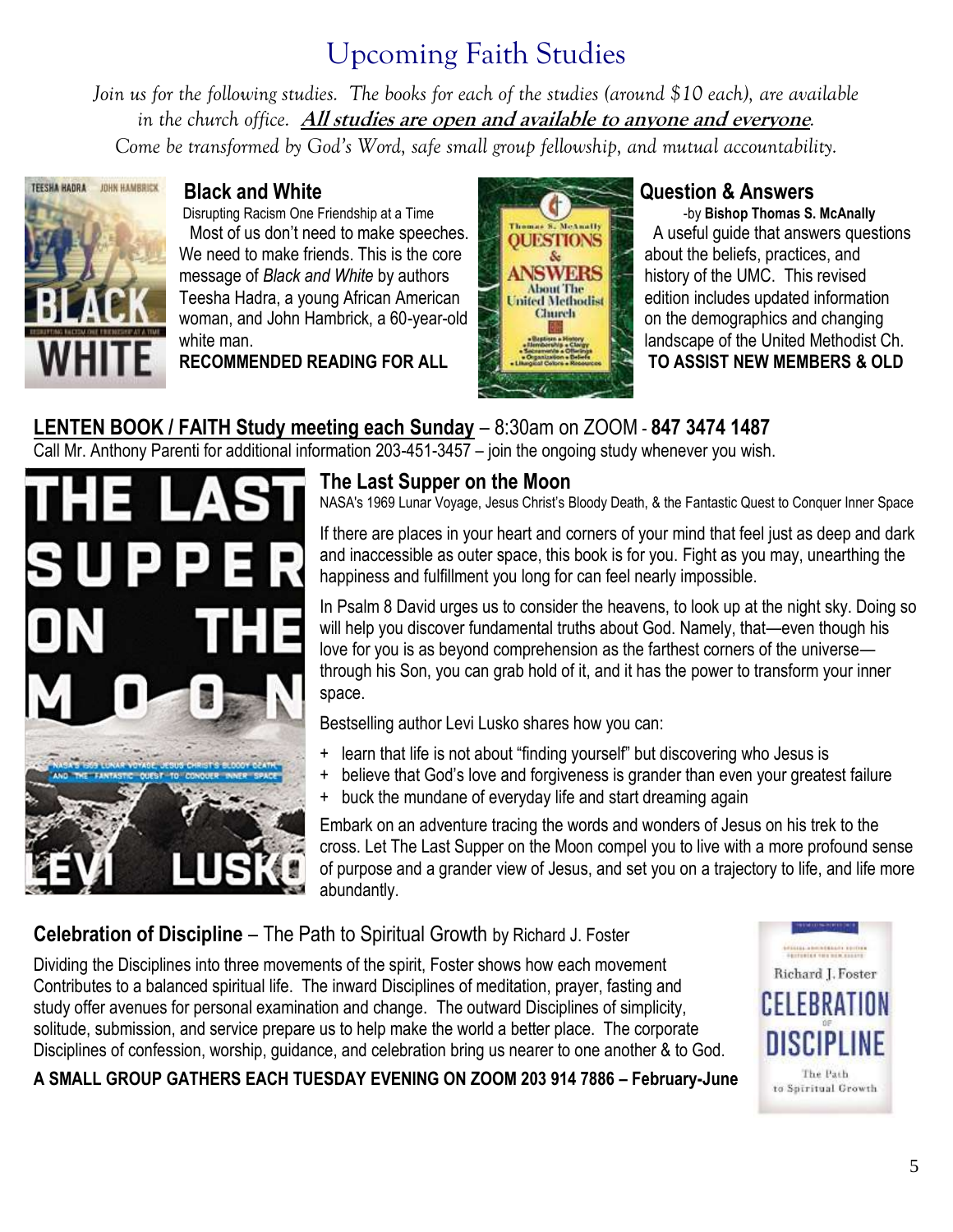# Upcoming Faith Studies

*Join us for the following studies. The books for each of the studies (around $10 each), are available in the church office.* ***All studies are open and available to anyone and everyone****.*
*Come be transformed by God's Word, safe small group fellowship, and mutual accountability.*

### Black and White

Disrupting Racism One Friendship at a Time

Most of us don't need to make speeches. We need to make friends. This is the core message of *Black and White* by authors Teesha Hadra, a young African American woman, and John Hambrick, a 60-year-old white man.

**RECOMMENDED READING FOR ALL**

### Question & Answers

-by **Bishop Thomas S. McAnally**

A useful guide that answers questions about the beliefs, practices, and history of the UMC. This revised edition includes updated information on the demographics and changing landscape of the United Methodist Ch.

**TO ASSIST NEW MEMBERS & OLD**

**LENTEN BOOK / FAITH Study meeting each Sunday** – 8:30am on ZOOM - **847 3474 1487**

Call Mr. Anthony Parenti for additional information 203-451-3457 – join the ongoing study whenever you wish.

### The Last Supper on the Moon

NASA's 1969 Lunar Voyage, Jesus Christ's Bloody Death, & the Fantastic Quest to Conquer Inner Space

If there are places in your heart and corners of your mind that feel just as deep and dark and inaccessible as outer space, this book is for you. Fight as you may, unearthing the happiness and fulfillment you long for can feel nearly impossible.

In Psalm 8 David urges us to consider the heavens, to look up at the night sky. Doing so will help you discover fundamental truths about God. Namely, that—even though his love for you is as beyond comprehension as the farthest corners of the universe—through his Son, you can grab hold of it, and it has the power to transform your inner space.

Bestselling author Levi Lusko shares how you can:

+ learn that life is not about "finding yourself" but discovering who Jesus is
+ believe that God's love and forgiveness is grander than even your greatest failure
+ buck the mundane of everyday life and start dreaming again

Embark on an adventure tracing the words and wonders of Jesus on his trek to the cross. Let The Last Supper on the Moon compel you to live with a more profound sense of purpose and a grander view of Jesus, and set you on a trajectory to life, and life more abundantly.

### Celebration of Discipline – The Path to Spiritual Growth by Richard J. Foster

Dividing the Disciplines into three movements of the spirit, Foster shows how each movement Contributes to a balanced spiritual life. The inward Disciplines of meditation, prayer, fasting and study offer avenues for personal examination and change. The outward Disciplines of simplicity, solitude, submission, and service prepare us to help make the world a better place. The corporate Disciplines of confession, worship, guidance, and celebration bring us nearer to one another & to God.

**A SMALL GROUP GATHERS EACH TUESDAY EVENING ON ZOOM 203 914 7886 – February-June**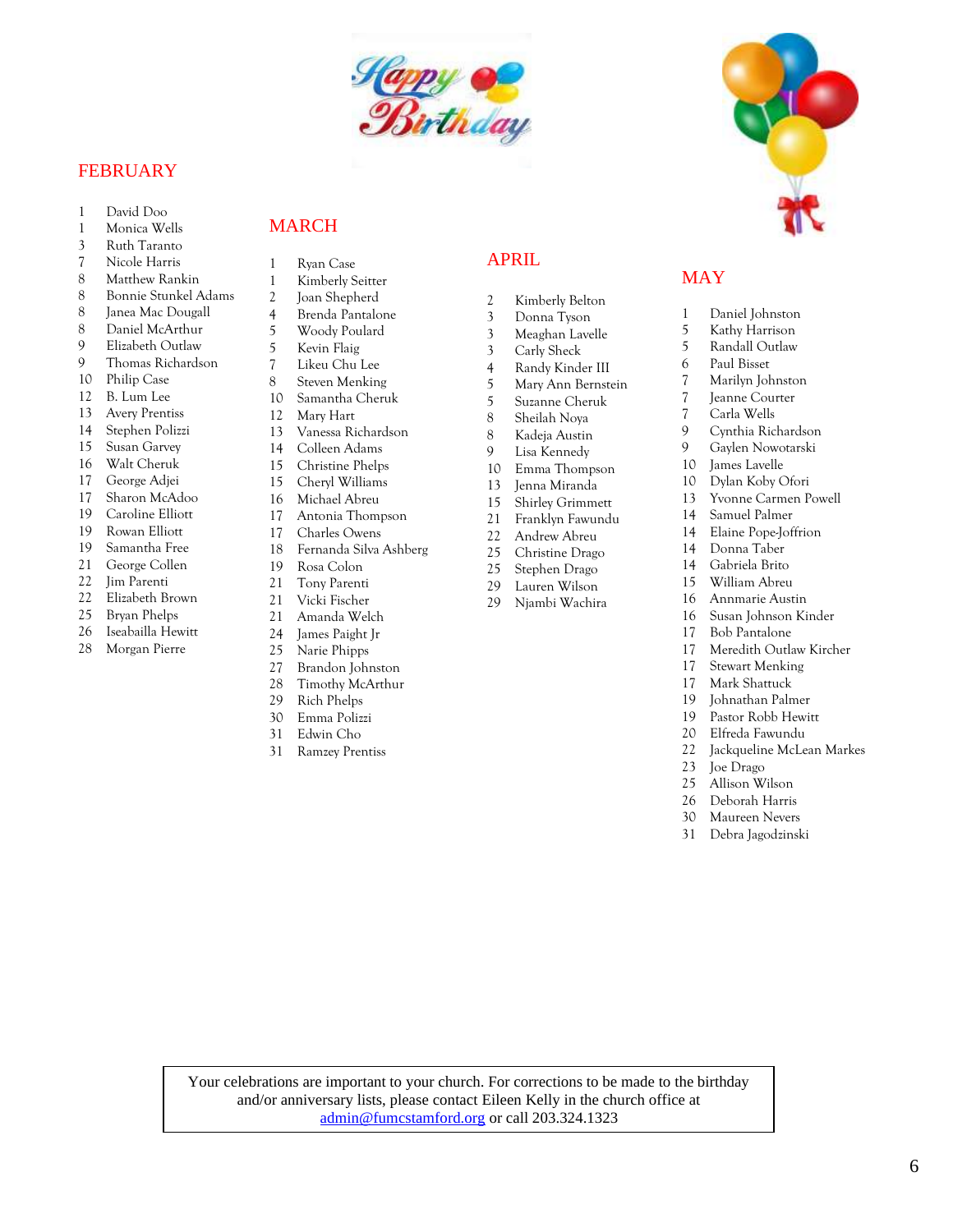# Happy Birthday

## FEBRUARY

1 David Doo
1 Monica Wells
3 Ruth Taranto
7 Nicole Harris
8 Matthew Rankin
8 Bonnie Stunkel Adams
8 Janea Mac Dougall
8 Daniel McArthur
9 Elizabeth Outlaw
9 Thomas Richardson
10 Philip Case
12 B. Lum Lee
13 Avery Prentiss
14 Stephen Polizzi
15 Susan Garvey
16 Walt Cheruk
17 George Adjei
17 Sharon McAdoo
19 Caroline Elliott
19 Rowan Elliott
19 Samantha Free
21 George Collen
22 Jim Parenti
22 Elizabeth Brown
25 Bryan Phelps
26 Iseabailla Hewitt
28 Morgan Pierre

## MARCH

1 Ryan Case
1 Kimberly Seitter
2 Joan Shepherd
4 Brenda Pantalone
5 Woody Poulard
5 Kevin Flaig
7 Likeu Chu Lee
8 Steven Menking
10 Samantha Cheruk
12 Mary Hart
13 Vanessa Richardson
14 Colleen Adams
15 Christine Phelps
15 Cheryl Williams
16 Michael Abreu
17 Antonia Thompson
17 Charles Owens
18 Fernanda Silva Ashberg
19 Rosa Colon
21 Tony Parenti
21 Vicki Fischer
21 Amanda Welch
24 James Paight Jr
25 Narie Phipps
27 Brandon Johnston
28 Timothy McArthur
29 Rich Phelps
30 Emma Polizzi
31 Edwin Cho
31 Ramzey Prentiss

## APRIL

2 Kimberly Belton
3 Donna Tyson
3 Meaghan Lavelle
3 Carly Sheck
4 Randy Kinder III
5 Mary Ann Bernstein
5 Suzanne Cheruk
8 Sheilah Noya
8 Kadeja Austin
9 Lisa Kennedy
10 Emma Thompson
13 Jenna Miranda
15 Shirley Grimmett
21 Franklyn Fawundu
22 Andrew Abreu
25 Christine Drago
25 Stephen Drago
29 Lauren Wilson
29 Njambi Wachira

## MAY

1 Daniel Johnston
5 Kathy Harrison
5 Randall Outlaw
6 Paul Bisset
7 Marilyn Johnston
7 Jeanne Courter
7 Carla Wells
9 Cynthia Richardson
9 Gaylen Nowotarski
10 James Lavelle
10 Dylan Koby Ofori
13 Yvonne Carmen Powell
14 Samuel Palmer
14 Elaine Pope-Joffrion
14 Donna Taber
14 Gabriela Brito
15 William Abreu
16 Annmarie Austin
16 Susan Johnson Kinder
17 Bob Pantalone
17 Meredith Outlaw Kircher
17 Stewart Menking
17 Mark Shattuck
19 Johnathan Palmer
19 Pastor Robb Hewitt
20 Elfreda Fawundu
22 Jackqueline McLean Markes
23 Joe Drago
25 Allison Wilson
26 Deborah Harris
30 Maureen Nevers
31 Debra Jagodzinski

Your celebrations are important to your church. For corrections to be made to the birthday and/or anniversary lists, please contact Eileen Kelly in the church office at admin@fumcstamford.org or call 203.324.1323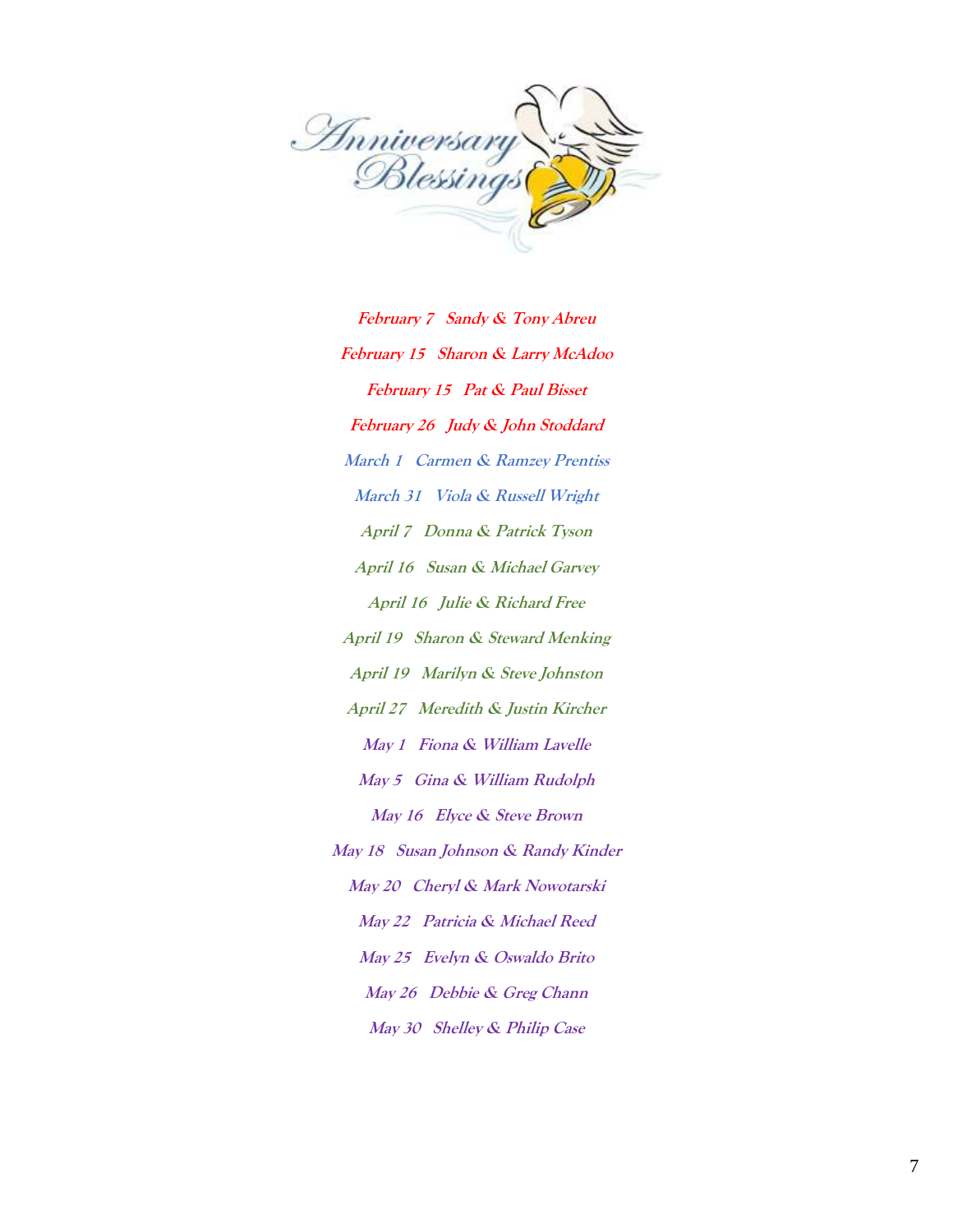# Anniversary Blessings

*February 7 Sandy & Tony Abreu*

*February 15 Sharon & Larry McAdoo*

*February 15 Pat & Paul Bisset*

*February 26 Judy & John Stoddard*

*March 1 Carmen & Ramzey Prentiss*

*March 31 Viola & Russell Wright*

*April 7 Donna & Patrick Tyson*

*April 16 Susan & Michael Garvey*

*April 16 Julie & Richard Free*

*April 19 Sharon & Steward Menking*

*April 19 Marilyn & Steve Johnston*

*April 27 Meredith & Justin Kircher*

*May 1 Fiona & William Lavelle*

*May 5 Gina & William Rudolph*

*May 16 Elyce & Steve Brown*

*May 18 Susan Johnson & Randy Kinder*

*May 20 Cheryl & Mark Nowotarski*

*May 22 Patricia & Michael Reed*

*May 25 Evelyn & Oswaldo Brito*

*May 26 Debbie & Greg Chann*

*May 30 Shelley & Philip Case*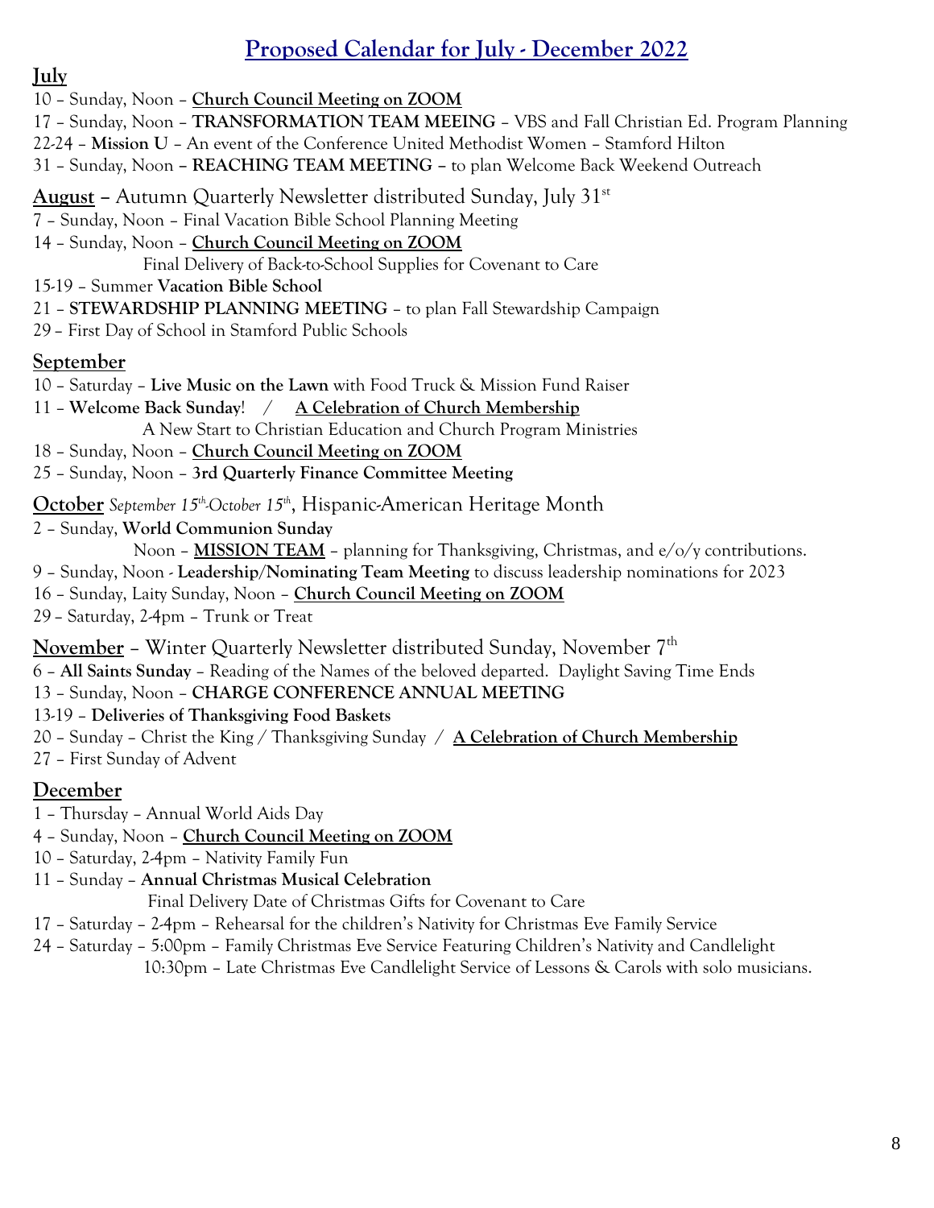# Proposed Calendar for July - December 2022

## July

10 – Sunday, Noon – **Church Council Meeting on ZOOM**

17 – Sunday, Noon – **TRANSFORMATION TEAM MEEING** – VBS and Fall Christian Ed. Program Planning

22-24 – **Mission U** – An event of the Conference United Methodist Women – Stamford Hilton

31 – Sunday, Noon – **REACHING TEAM MEETING** – to plan Welcome Back Weekend Outreach

## August – Autumn Quarterly Newsletter distributed Sunday, July 31st

7 – Sunday, Noon – Final Vacation Bible School Planning Meeting

14 – Sunday, Noon – **Church Council Meeting on ZOOM**
Final Delivery of Back-to-School Supplies for Covenant to Care

15-19 – Summer **Vacation Bible School**

21 – **STEWARDSHIP PLANNING MEETING** – to plan Fall Stewardship Campaign

29 – First Day of School in Stamford Public Schools

## September

10 – Saturday – **Live Music on the Lawn** with Food Truck & Mission Fund Raiser

11 – **Welcome Back Sunday**! / **A Celebration of Church Membership**
A New Start to Christian Education and Church Program Ministries

18 – Sunday, Noon – **Church Council Meeting on ZOOM**

25 – Sunday, Noon – **3rd Quarterly Finance Committee Meeting**

## October *September 15th-October 15th*, Hispanic-American Heritage Month

2 – Sunday, **World Communion Sunday**
Noon – **MISSION TEAM** – planning for Thanksgiving, Christmas, and e/o/y contributions.

9 – Sunday, Noon - **Leadership/Nominating Team Meeting** to discuss leadership nominations for 2023

16 – Sunday, Laity Sunday, Noon – **Church Council Meeting on ZOOM**

29 – Saturday, 2-4pm – Trunk or Treat

## November – Winter Quarterly Newsletter distributed Sunday, November 7th

6 – **All Saints Sunday** – Reading of the Names of the beloved departed. Daylight Saving Time Ends

13 – Sunday, Noon – **CHARGE CONFERENCE ANNUAL MEETING**

13-19 – **Deliveries of Thanksgiving Food Baskets**

20 – Sunday – Christ the King / Thanksgiving Sunday / **A Celebration of Church Membership**

27 – First Sunday of Advent

## December

1 – Thursday – Annual World Aids Day

4 – Sunday, Noon – **Church Council Meeting on ZOOM**

10 – Saturday, 2-4pm – Nativity Family Fun

11 – Sunday – **Annual Christmas Musical Celebration**
Final Delivery Date of Christmas Gifts for Covenant to Care

17 – Saturday – 2-4pm – Rehearsal for the children's Nativity for Christmas Eve Family Service

24 – Saturday – 5:00pm – Family Christmas Eve Service Featuring Children's Nativity and Candlelight
10:30pm – Late Christmas Eve Candlelight Service of Lessons & Carols with solo musicians.